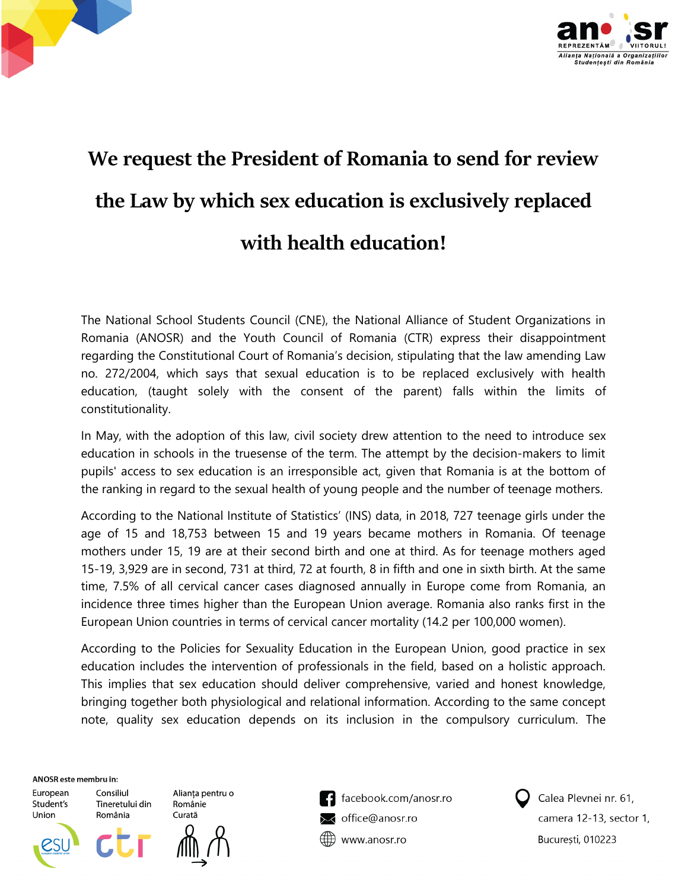# We request the President of Romania to send for review the Law by which sex education is exclusively replaced with health education!

The National School Students Council (CNE), the National Alliance of Student Organizations in Romania (ANOSR) and the Youth Council of Romania (CTR) express their disappointment regarding the Constitutional Court of Romania's decision, stipulating that the law amending Law no. 272/2004, which says that sexual education is to be replaced exclusively with health education, (taught solely with the consent of the parent) falls within the limits of constitutionality.

In May, with the adoption of this law, civil society drew attention to the need to introduce sex education in schools in the truesense of the term. The attempt by the decision-makers to limit pupils' access to sex education is an irresponsible act, given that Romania is at the bottom of the ranking in regard to the sexual health of young people and the number of teenage mothers.

According to the National Institute of Statistics' (INS) data, in 2018, 727 teenage girls under the age of 15 and 18,753 between 15 and 19 years became mothers in Romania. Of teenage mothers under 15, 19 are at their second birth and one at third. As for teenage mothers aged 15-19, 3,929 are in second, 731 at third, 72 at fourth, 8 in fifth and one in sixth birth. At the same time, 7.5% of all cervical cancer cases diagnosed annually in Europe come from Romania, an incidence three times higher than the European Union average. Romania also ranks first in the European Union countries in terms of cervical cancer mortality (14.2 per 100,000 women).

According to the Policies for Sexuality Education in the European Union, good practice in sex education includes the intervention of professionals in the field, based on a holistic approach. This implies that sex education should deliver comprehensive, varied and honest knowledge, bringing together both physiological and relational information. According to the same concept note, quality sex education depends on its inclusion in the compulsory curriculum. The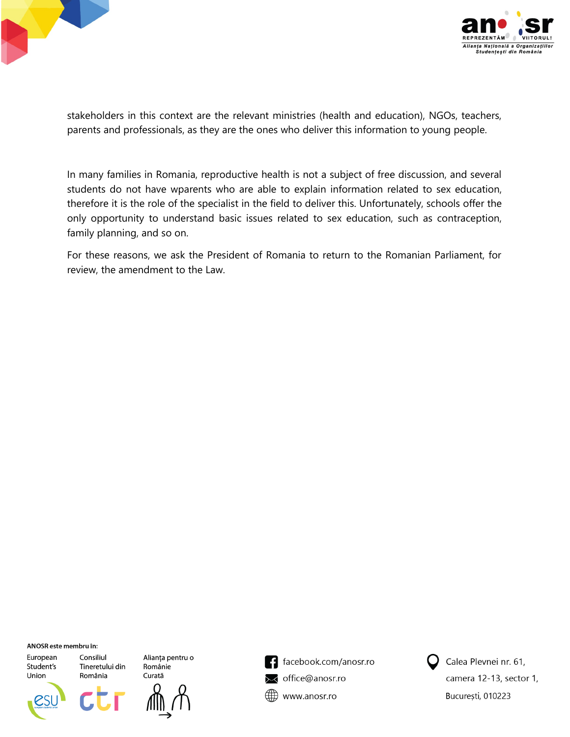stakeholders in this context are the relevant ministries (health and education), NGOs, teachers, parents and professionals, as they are the ones who deliver this information to young people.

In many families in Romania, reproductive health is not a subject of free discussion, and several students do not have wparents who are able to explain information related to sex education, therefore it is the role of the specialist in the field to deliver this. Unfortunately, schools offer the only opportunity to understand basic issues related to sex education, such as contraception, family planning, and so on.

For these reasons, we ask the President of Romania to return to the Romanian Parliament, for review, the amendment to the Law.